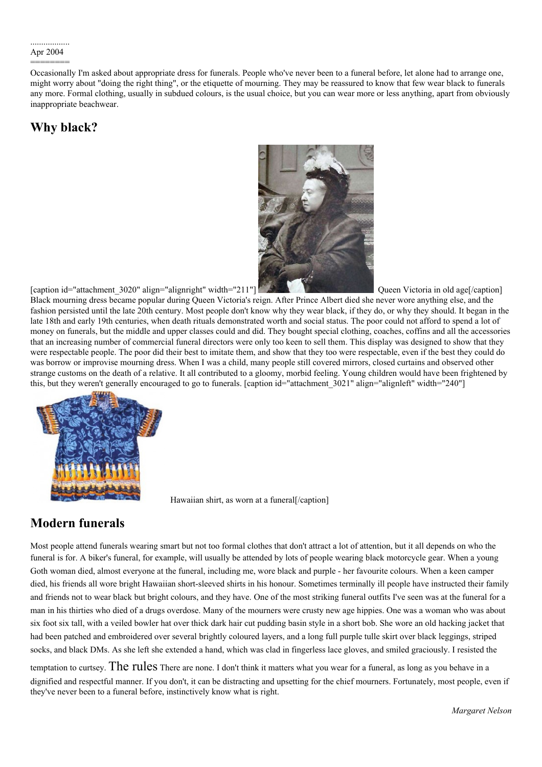..................
Apr 2004
========

Occasionally I'm asked about appropriate dress for funerals. People who've never been to a funeral before, let alone had to arrange one, might worry about "doing the right thing", or the etiquette of mourning. They may be reassured to know that few wear black to funerals any more. Formal clothing, usually in subdued colours, is the usual choice, but you can wear more or less anything, apart from obviously inappropriate beachwear.

## Why black?

[caption id="attachment_3020" align="alignright" width="211"] Queen Victoria in old age[/caption] Black mourning dress became popular during Queen Victoria's reign. After Prince Albert died she never wore anything else, and the fashion persisted until the late 20th century. Most people don't know why they wear black, if they do, or why they should. It began in the late 18th and early 19th centuries, when death rituals demonstrated worth and social status. The poor could not afford to spend a lot of money on funerals, but the middle and upper classes could and did. They bought special clothing, coaches, coffins and all the accessories that an increasing number of commercial funeral directors were only too keen to sell them. This display was designed to show that they were respectable people. The poor did their best to imitate them, and show that they too were respectable, even if the best they could do was borrow or improvise mourning dress. When I was a child, many people still covered mirrors, closed curtains and observed other strange customs on the death of a relative. It all contributed to a gloomy, morbid feeling. Young children would have been frightened by this, but they weren't generally encouraged to go to funerals. [caption id="attachment_3021" align="alignleft" width="240"]

Hawaiian shirt, as worn at a funeral[/caption]

## Modern funerals

Most people attend funerals wearing smart but not too formal clothes that don't attract a lot of attention, but it all depends on who the funeral is for. A biker's funeral, for example, will usually be attended by lots of people wearing black motorcycle gear. When a young Goth woman died, almost everyone at the funeral, including me, wore black and purple - her favourite colours. When a keen camper died, his friends all wore bright Hawaiian short-sleeved shirts in his honour. Sometimes terminally ill people have instructed their family and friends not to wear black but bright colours, and they have. One of the most striking funeral outfits I've seen was at the funeral for a man in his thirties who died of a drugs overdose. Many of the mourners were crusty new age hippies. One was a woman who was about six foot six tall, with a veiled bowler hat over thick dark hair cut pudding basin style in a short bob. She wore an old hacking jacket that had been patched and embroidered over several brightly coloured layers, and a long full purple tulle skirt over black leggings, striped socks, and black DMs. As she left she extended a hand, which was clad in fingerless lace gloves, and smiled graciously. I resisted the temptation to curtsey.

## The rules

There are none. I don't think it matters what you wear for a funeral, as long as you behave in a dignified and respectful manner. If you don't, it can be distracting and upsetting for the chief mourners. Fortunately, most people, even if they've never been to a funeral before, instinctively know what is right.

*Margaret Nelson*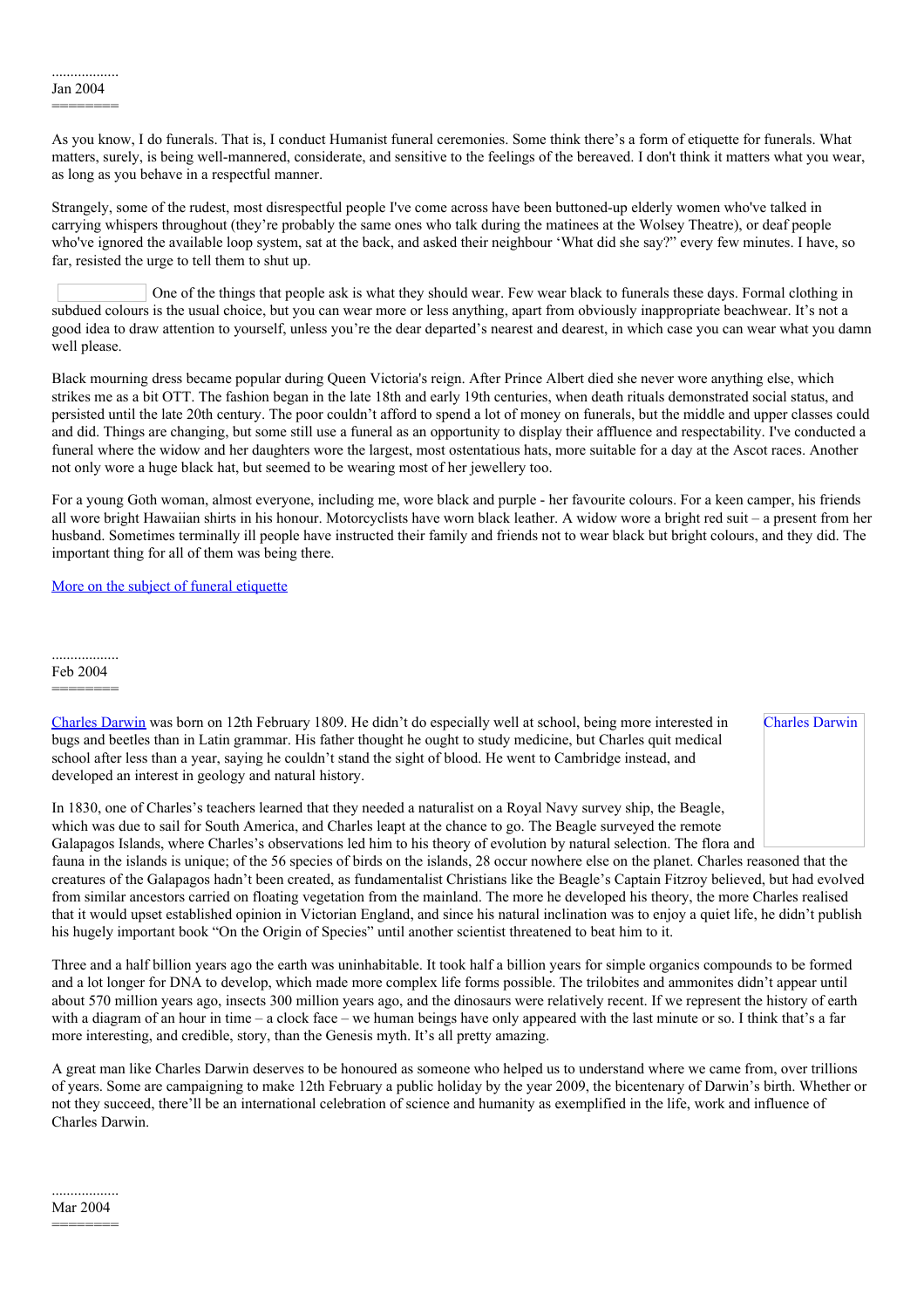..................
Jan 2004
========

As you know, I do funerals. That is, I conduct Humanist funeral ceremonies. Some think there's a form of etiquette for funerals. What matters, surely, is being well-mannered, considerate, and sensitive to the feelings of the bereaved. I don't think it matters what you wear, as long as you behave in a respectful manner.

Strangely, some of the rudest, most disrespectful people I've come across have been buttoned-up elderly women who've talked in carrying whispers throughout (they're probably the same ones who talk during the matinees at the Wolsey Theatre), or deaf people who've ignored the available loop system, sat at the back, and asked their neighbour 'What did she say?" every few minutes. I have, so far, resisted the urge to tell them to shut up.

One of the things that people ask is what they should wear. Few wear black to funerals these days. Formal clothing in subdued colours is the usual choice, but you can wear more or less anything, apart from obviously inappropriate beachwear. It's not a good idea to draw attention to yourself, unless you're the dear departed's nearest and dearest, in which case you can wear what you damn well please.

Black mourning dress became popular during Queen Victoria's reign. After Prince Albert died she never wore anything else, which strikes me as a bit OTT. The fashion began in the late 18th and early 19th centuries, when death rituals demonstrated social status, and persisted until the late 20th century. The poor couldn't afford to spend a lot of money on funerals, but the middle and upper classes could and did. Things are changing, but some still use a funeral as an opportunity to display their affluence and respectability. I've conducted a funeral where the widow and her daughters wore the largest, most ostentatious hats, more suitable for a day at the Ascot races. Another not only wore a huge black hat, but seemed to be wearing most of her jewellery too.

For a young Goth woman, almost everyone, including me, wore black and purple - her favourite colours. For a keen camper, his friends all wore bright Hawaiian shirts in his honour. Motorcyclists have worn black leather. A widow wore a bright red suit – a present from her husband. Sometimes terminally ill people have instructed their family and friends not to wear black but bright colours, and they did. The important thing for all of them was being there.

More on the subject of funeral etiquette

..................
Feb 2004
========

Charles Darwin

Charles Darwin was born on 12th February 1809. He didn't do especially well at school, being more interested in bugs and beetles than in Latin grammar. His father thought he ought to study medicine, but Charles quit medical school after less than a year, saying he couldn't stand the sight of blood. He went to Cambridge instead, and developed an interest in geology and natural history.

In 1830, one of Charles's teachers learned that they needed a naturalist on a Royal Navy survey ship, the Beagle, which was due to sail for South America, and Charles leapt at the chance to go. The Beagle surveyed the remote Galapagos Islands, where Charles's observations led him to his theory of evolution by natural selection. The flora and fauna in the islands is unique; of the 56 species of birds on the islands, 28 occur nowhere else on the planet. Charles reasoned that the creatures of the Galapagos hadn't been created, as fundamentalist Christians like the Beagle's Captain Fitzroy believed, but had evolved from similar ancestors carried on floating vegetation from the mainland. The more he developed his theory, the more Charles realised that it would upset established opinion in Victorian England, and since his natural inclination was to enjoy a quiet life, he didn't publish his hugely important book "On the Origin of Species" until another scientist threatened to beat him to it.

Three and a half billion years ago the earth was uninhabitable. It took half a billion years for simple organics compounds to be formed and a lot longer for DNA to develop, which made more complex life forms possible. The trilobites and ammonites didn't appear until about 570 million years ago, insects 300 million years ago, and the dinosaurs were relatively recent. If we represent the history of earth with a diagram of an hour in time – a clock face – we human beings have only appeared with the last minute or so. I think that's a far more interesting, and credible, story, than the Genesis myth. It's all pretty amazing.

A great man like Charles Darwin deserves to be honoured as someone who helped us to understand where we came from, over trillions of years. Some are campaigning to make 12th February a public holiday by the year 2009, the bicentenary of Darwin's birth. Whether or not they succeed, there'll be an international celebration of science and humanity as exemplified in the life, work and influence of Charles Darwin.

..................
Mar 2004
========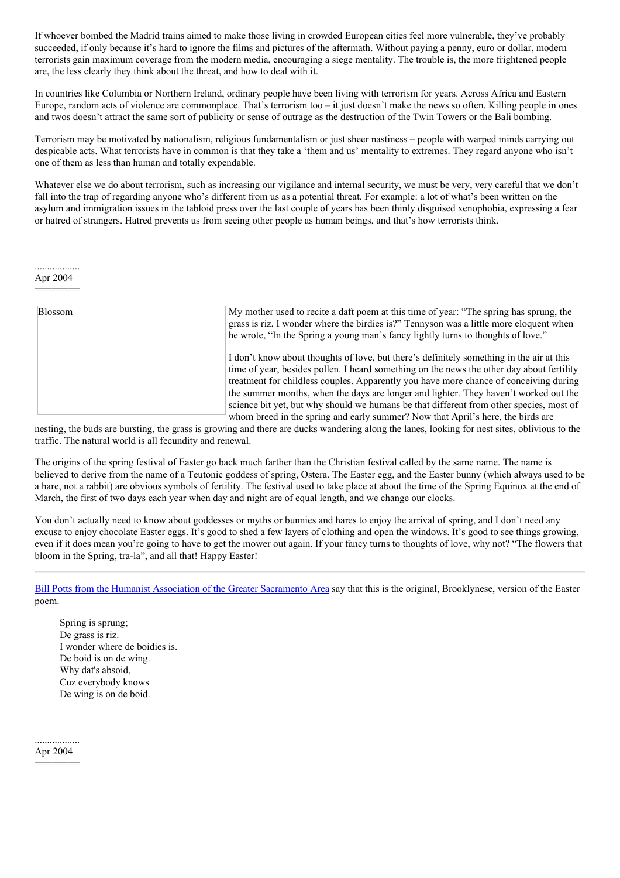If whoever bombed the Madrid trains aimed to make those living in crowded European cities feel more vulnerable, they've probably succeeded, if only because it's hard to ignore the films and pictures of the aftermath. Without paying a penny, euro or dollar, modern terrorists gain maximum coverage from the modern media, encouraging a siege mentality. The trouble is, the more frightened people are, the less clearly they think about the threat, and how to deal with it.

In countries like Columbia or Northern Ireland, ordinary people have been living with terrorism for years. Across Africa and Eastern Europe, random acts of violence are commonplace. That's terrorism too – it just doesn't make the news so often. Killing people in ones and twos doesn't attract the same sort of publicity or sense of outrage as the destruction of the Twin Towers or the Bali bombing.

Terrorism may be motivated by nationalism, religious fundamentalism or just sheer nastiness – people with warped minds carrying out despicable acts. What terrorists have in common is that they take a 'them and us' mentality to extremes. They regard anyone who isn't one of them as less than human and totally expendable.

Whatever else we do about terrorism, such as increasing our vigilance and internal security, we must be very, very careful that we don't fall into the trap of regarding anyone who's different from us as a potential threat. For example: a lot of what's been written on the asylum and immigration issues in the tabloid press over the last couple of years has been thinly disguised xenophobia, expressing a fear or hatred of strangers. Hatred prevents us from seeing other people as human beings, and that's how terrorists think.

..................
Apr 2004
=======

Blossom

My mother used to recite a daft poem at this time of year: "The spring has sprung, the grass is riz, I wonder where the birdies is?" Tennyson was a little more eloquent when he wrote, "In the Spring a young man's fancy lightly turns to thoughts of love."

I don't know about thoughts of love, but there's definitely something in the air at this time of year, besides pollen. I heard something on the news the other day about fertility treatment for childless couples. Apparently you have more chance of conceiving during the summer months, when the days are longer and lighter. They haven't worked out the science bit yet, but why should we humans be that different from other species, most of whom breed in the spring and early summer? Now that April's here, the birds are nesting, the buds are bursting, the grass is growing and there are ducks wandering along the lanes, looking for nest sites, oblivious to the traffic. The natural world is all fecundity and renewal.

The origins of the spring festival of Easter go back much farther than the Christian festival called by the same name. The name is believed to derive from the name of a Teutonic goddess of spring, Ostera. The Easter egg, and the Easter bunny (which always used to be a hare, not a rabbit) are obvious symbols of fertility. The festival used to take place at about the time of the Spring Equinox at the end of March, the first of two days each year when day and night are of equal length, and we change our clocks.

You don't actually need to know about goddesses or myths or bunnies and hares to enjoy the arrival of spring, and I don't need any excuse to enjoy chocolate Easter eggs. It's good to shed a few layers of clothing and open the windows. It's good to see things growing, even if it does mean you're going to have to get the mower out again. If your fancy turns to thoughts of love, why not? "The flowers that bloom in the Spring, tra-la", and all that! Happy Easter!

---

Bill Potts from the Humanist Association of the Greater Sacramento Area say that this is the original, Brooklynese, version of the Easter poem.

> Spring is sprung;
> De grass is riz.
> I wonder where de boidies is.
> De boid is on de wing.
> Why dat's absoid,
> Cuz everybody knows
> De wing is on de boid.

..................
Apr 2004
=======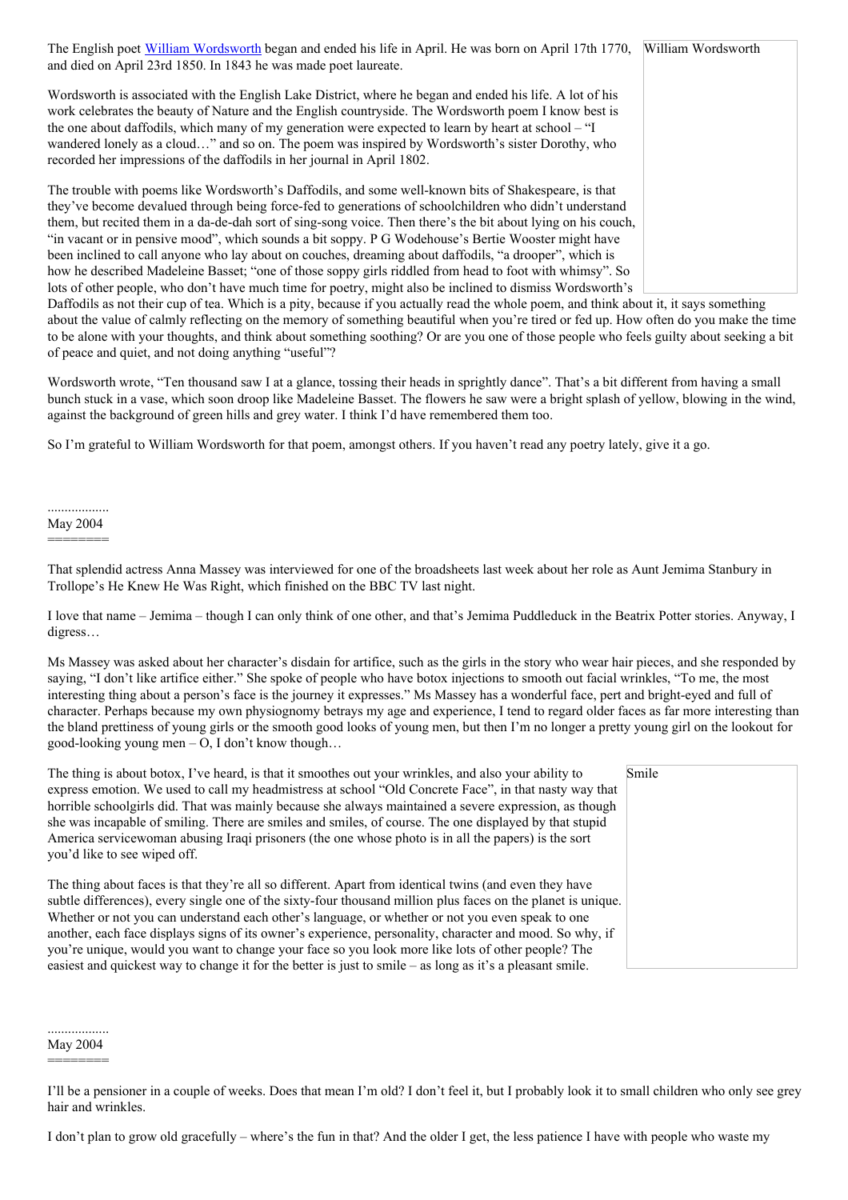The English poet [William Wordsworth](#) began and ended his life in April. He was born on April 17th 1770, and died on April 23rd 1850. In 1843 he was made poet laureate.

William Wordsworth

Wordsworth is associated with the English Lake District, where he began and ended his life. A lot of his work celebrates the beauty of Nature and the English countryside. The Wordsworth poem I know best is the one about daffodils, which many of my generation were expected to learn by heart at school – "I wandered lonely as a cloud…" and so on. The poem was inspired by Wordsworth's sister Dorothy, who recorded her impressions of the daffodils in her journal in April 1802.

The trouble with poems like Wordsworth's Daffodils, and some well-known bits of Shakespeare, is that they've become devalued through being force-fed to generations of schoolchildren who didn't understand them, but recited them in a da-de-dah sort of sing-song voice. Then there's the bit about lying on his couch, "in vacant or in pensive mood", which sounds a bit soppy. P G Wodehouse's Bertie Wooster might have been inclined to call anyone who lay about on couches, dreaming about daffodils, "a drooper", which is how he described Madeleine Basset; "one of those soppy girls riddled from head to foot with whimsy". So lots of other people, who don't have much time for poetry, might also be inclined to dismiss Wordsworth's Daffodils as not their cup of tea. Which is a pity, because if you actually read the whole poem, and think about it, it says something about the value of calmly reflecting on the memory of something beautiful when you're tired or fed up. How often do you make the time to be alone with your thoughts, and think about something soothing? Or are you one of those people who feels guilty about seeking a bit of peace and quiet, and not doing anything "useful"?

Wordsworth wrote, "Ten thousand saw I at a glance, tossing their heads in sprightly dance". That's a bit different from having a small bunch stuck in a vase, which soon droop like Madeleine Basset. The flowers he saw were a bright splash of yellow, blowing in the wind, against the background of green hills and grey water. I think I'd have remembered them too.

So I'm grateful to William Wordsworth for that poem, amongst others. If you haven't read any poetry lately, give it a go.

..................

May 2004

=======

That splendid actress Anna Massey was interviewed for one of the broadsheets last week about her role as Aunt Jemima Stanbury in Trollope's He Knew He Was Right, which finished on the BBC TV last night.

I love that name – Jemima – though I can only think of one other, and that's Jemima Puddleduck in the Beatrix Potter stories. Anyway, I digress…

Ms Massey was asked about her character's disdain for artifice, such as the girls in the story who wear hair pieces, and she responded by saying, "I don't like artifice either." She spoke of people who have botox injections to smooth out facial wrinkles, "To me, the most interesting thing about a person's face is the journey it expresses." Ms Massey has a wonderful face, pert and bright-eyed and full of character. Perhaps because my own physiognomy betrays my age and experience, I tend to regard older faces as far more interesting than the bland prettiness of young girls or the smooth good looks of young men, but then I'm no longer a pretty young girl on the lookout for good-looking young men – O, I don't know though…

Smile

The thing is about botox, I've heard, is that it smoothes out your wrinkles, and also your ability to express emotion. We used to call my headmistress at school "Old Concrete Face", in that nasty way that horrible schoolgirls did. That was mainly because she always maintained a severe expression, as though she was incapable of smiling. There are smiles and smiles, of course. The one displayed by that stupid America servicewoman abusing Iraqi prisoners (the one whose photo is in all the papers) is the sort you'd like to see wiped off.

The thing about faces is that they're all so different. Apart from identical twins (and even they have subtle differences), every single one of the sixty-four thousand million plus faces on the planet is unique. Whether or not you can understand each other's language, or whether or not you even speak to one another, each face displays signs of its owner's experience, personality, character and mood. So why, if you're unique, would you want to change your face so you look more like lots of other people? The easiest and quickest way to change it for the better is just to smile – as long as it's a pleasant smile.

..................

May 2004

=======

I'll be a pensioner in a couple of weeks. Does that mean I'm old? I don't feel it, but I probably look it to small children who only see grey hair and wrinkles.

I don't plan to grow old gracefully – where's the fun in that? And the older I get, the less patience I have with people who waste my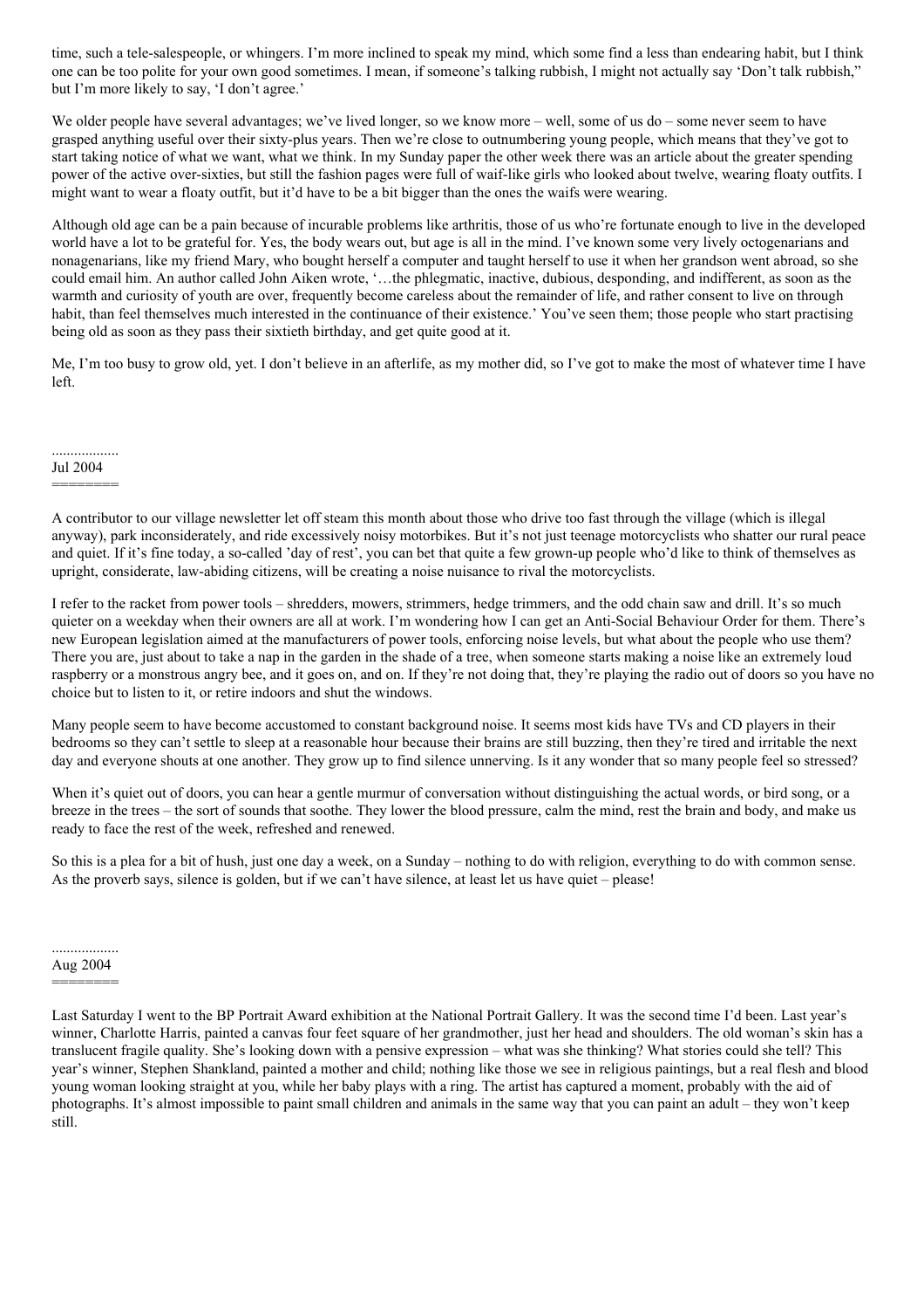time, such a tele-salespeople, or whingers. I'm more inclined to speak my mind, which some find a less than endearing habit, but I think one can be too polite for your own good sometimes. I mean, if someone's talking rubbish, I might not actually say 'Don't talk rubbish," but I'm more likely to say, 'I don't agree.'

We older people have several advantages; we've lived longer, so we know more – well, some of us do – some never seem to have grasped anything useful over their sixty-plus years. Then we're close to outnumbering young people, which means that they've got to start taking notice of what we want, what we think. In my Sunday paper the other week there was an article about the greater spending power of the active over-sixties, but still the fashion pages were full of waif-like girls who looked about twelve, wearing floaty outfits. I might want to wear a floaty outfit, but it'd have to be a bit bigger than the ones the waifs were wearing.

Although old age can be a pain because of incurable problems like arthritis, those of us who're fortunate enough to live in the developed world have a lot to be grateful for. Yes, the body wears out, but age is all in the mind. I've known some very lively octogenarians and nonagenarians, like my friend Mary, who bought herself a computer and taught herself to use it when her grandson went abroad, so she could email him. An author called John Aiken wrote, '…the phlegmatic, inactive, dubious, desponding, and indifferent, as soon as the warmth and curiosity of youth are over, frequently become careless about the remainder of life, and rather consent to live on through habit, than feel themselves much interested in the continuance of their existence.' You've seen them; those people who start practising being old as soon as they pass their sixtieth birthday, and get quite good at it.

Me, I'm too busy to grow old, yet. I don't believe in an afterlife, as my mother did, so I've got to make the most of whatever time I have left.

..................

## Jul 2004

A contributor to our village newsletter let off steam this month about those who drive too fast through the village (which is illegal anyway), park inconsiderately, and ride excessively noisy motorbikes. But it's not just teenage motorcyclists who shatter our rural peace and quiet. If it's fine today, a so-called 'day of rest', you can bet that quite a few grown-up people who'd like to think of themselves as upright, considerate, law-abiding citizens, will be creating a noise nuisance to rival the motorcyclists.

I refer to the racket from power tools – shredders, mowers, strimmers, hedge trimmers, and the odd chain saw and drill. It's so much quieter on a weekday when their owners are all at work. I'm wondering how I can get an Anti-Social Behaviour Order for them. There's new European legislation aimed at the manufacturers of power tools, enforcing noise levels, but what about the people who use them? There you are, just about to take a nap in the garden in the shade of a tree, when someone starts making a noise like an extremely loud raspberry or a monstrous angry bee, and it goes on, and on. If they're not doing that, they're playing the radio out of doors so you have no choice but to listen to it, or retire indoors and shut the windows.

Many people seem to have become accustomed to constant background noise. It seems most kids have TVs and CD players in their bedrooms so they can't settle to sleep at a reasonable hour because their brains are still buzzing, then they're tired and irritable the next day and everyone shouts at one another. They grow up to find silence unnerving. Is it any wonder that so many people feel so stressed?

When it's quiet out of doors, you can hear a gentle murmur of conversation without distinguishing the actual words, or bird song, or a breeze in the trees – the sort of sounds that soothe. They lower the blood pressure, calm the mind, rest the brain and body, and make us ready to face the rest of the week, refreshed and renewed.

So this is a plea for a bit of hush, just one day a week, on a Sunday – nothing to do with religion, everything to do with common sense. As the proverb says, silence is golden, but if we can't have silence, at least let us have quiet – please!

..................

## Aug 2004

Last Saturday I went to the BP Portrait Award exhibition at the National Portrait Gallery. It was the second time I'd been. Last year's winner, Charlotte Harris, painted a canvas four feet square of her grandmother, just her head and shoulders. The old woman's skin has a translucent fragile quality. She's looking down with a pensive expression – what was she thinking? What stories could she tell? This year's winner, Stephen Shankland, painted a mother and child; nothing like those we see in religious paintings, but a real flesh and blood young woman looking straight at you, while her baby plays with a ring. The artist has captured a moment, probably with the aid of photographs. It's almost impossible to paint small children and animals in the same way that you can paint an adult – they won't keep still.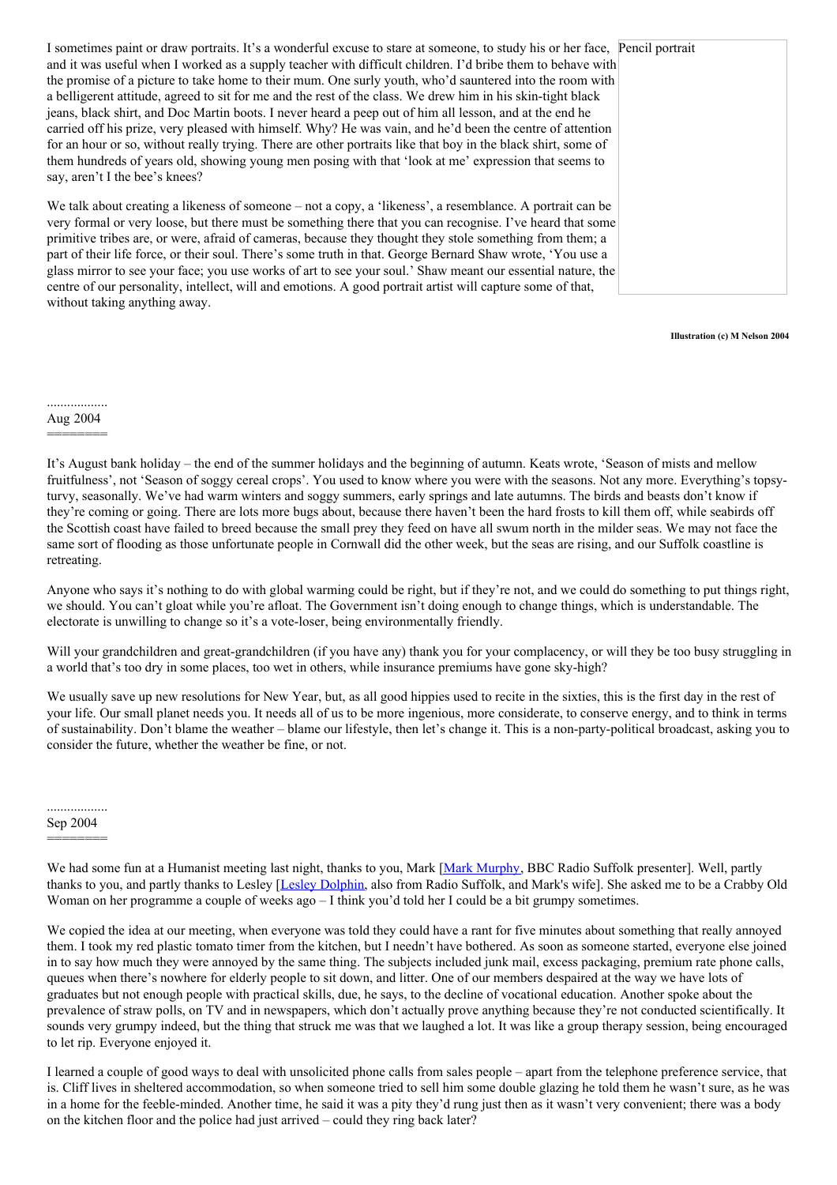I sometimes paint or draw portraits. It's a wonderful excuse to stare at someone, to study his or her face, and it was useful when I worked as a supply teacher with difficult children. I'd bribe them to behave with the promise of a picture to take home to their mum. One surly youth, who'd sauntered into the room with a belligerent attitude, agreed to sit for me and the rest of the class. We drew him in his skin-tight black jeans, black shirt, and Doc Martin boots. I never heard a peep out of him all lesson, and at the end he carried off his prize, very pleased with himself. Why? He was vain, and he'd been the centre of attention for an hour or so, without really trying. There are other portraits like that boy in the black shirt, some of them hundreds of years old, showing young men posing with that 'look at me' expression that seems to say, aren't I the bee's knees?

We talk about creating a likeness of someone – not a copy, a 'likeness', a resemblance. A portrait can be very formal or very loose, but there must be something there that you can recognise. I've heard that some primitive tribes are, or were, afraid of cameras, because they thought they stole something from them; a part of their life force, or their soul. There's some truth in that. George Bernard Shaw wrote, 'You use a glass mirror to see your face; you use works of art to see your soul.' Shaw meant our essential nature, the centre of our personality, intellect, will and emotions. A good portrait artist will capture some of that, without taking anything away.

Pencil portrait

**Illustration (c) M Nelson 2004**

..................
Aug 2004
========

It's August bank holiday – the end of the summer holidays and the beginning of autumn. Keats wrote, 'Season of mists and mellow fruitfulness', not 'Season of soggy cereal crops'. You used to know where you were with the seasons. Not any more. Everything's topsy-turvy, seasonally. We've had warm winters and soggy summers, early springs and late autumns. The birds and beasts don't know if they're coming or going. There are lots more bugs about, because there haven't been the hard frosts to kill them off, while seabirds off the Scottish coast have failed to breed because the small prey they feed on have all swum north in the milder seas. We may not face the same sort of flooding as those unfortunate people in Cornwall did the other week, but the seas are rising, and our Suffolk coastline is retreating.

Anyone who says it's nothing to do with global warming could be right, but if they're not, and we could do something to put things right, we should. You can't gloat while you're afloat. The Government isn't doing enough to change things, which is understandable. The electorate is unwilling to change so it's a vote-loser, being environmentally friendly.

Will your grandchildren and great-grandchildren (if you have any) thank you for your complacency, or will they be too busy struggling in a world that's too dry in some places, too wet in others, while insurance premiums have gone sky-high?

We usually save up new resolutions for New Year, but, as all good hippies used to recite in the sixties, this is the first day in the rest of your life. Our small planet needs you. It needs all of us to be more ingenious, more considerate, to conserve energy, and to think in terms of sustainability. Don't blame the weather – blame our lifestyle, then let's change it. This is a non-party-political broadcast, asking you to consider the future, whether the weather be fine, or not.

..................
Sep 2004
========

We had some fun at a Humanist meeting last night, thanks to you, Mark [Mark Murphy, BBC Radio Suffolk presenter]. Well, partly thanks to you, and partly thanks to Lesley [Lesley Dolphin, also from Radio Suffolk, and Mark's wife]. She asked me to be a Crabby Old Woman on her programme a couple of weeks ago – I think you'd told her I could be a bit grumpy sometimes.

We copied the idea at our meeting, when everyone was told they could have a rant for five minutes about something that really annoyed them. I took my red plastic tomato timer from the kitchen, but I needn't have bothered. As soon as someone started, everyone else joined in to say how much they were annoyed by the same thing. The subjects included junk mail, excess packaging, premium rate phone calls, queues when there's nowhere for elderly people to sit down, and litter. One of our members despaired at the way we have lots of graduates but not enough people with practical skills, due, he says, to the decline of vocational education. Another spoke about the prevalence of straw polls, on TV and in newspapers, which don't actually prove anything because they're not conducted scientifically. It sounds very grumpy indeed, but the thing that struck me was that we laughed a lot. It was like a group therapy session, being encouraged to let rip. Everyone enjoyed it.

I learned a couple of good ways to deal with unsolicited phone calls from sales people – apart from the telephone preference service, that is. Cliff lives in sheltered accommodation, so when someone tried to sell him some double glazing he told them he wasn't sure, as he was in a home for the feeble-minded. Another time, he said it was a pity they'd rung just then as it wasn't very convenient; there was a body on the kitchen floor and the police had just arrived – could they ring back later?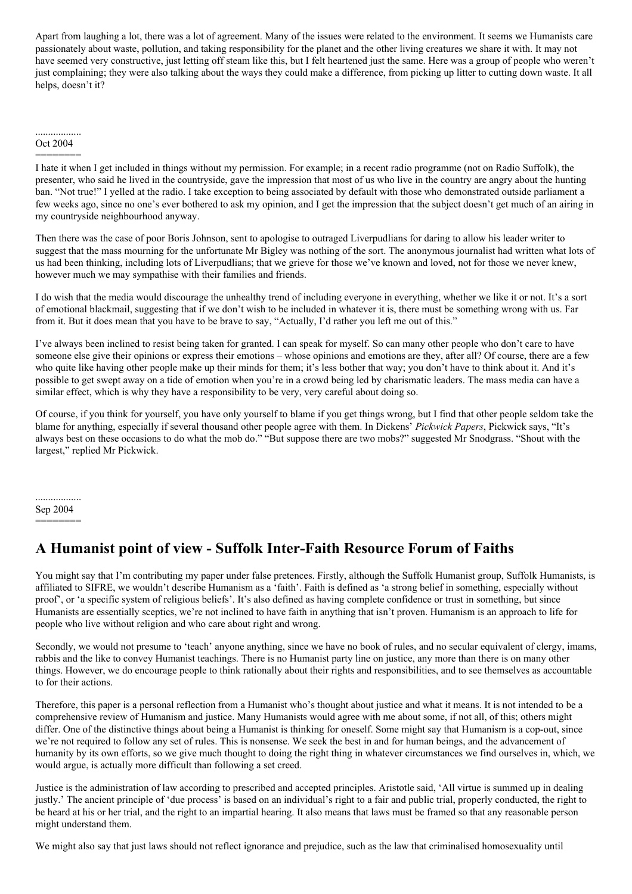Apart from laughing a lot, there was a lot of agreement. Many of the issues were related to the environment. It seems we Humanists care passionately about waste, pollution, and taking responsibility for the planet and the other living creatures we share it with. It may not have seemed very constructive, just letting off steam like this, but I felt heartened just the same. Here was a group of people who weren't just complaining; they were also talking about the ways they could make a difference, from picking up litter to cutting down waste. It all helps, doesn't it?

..................

Oct 2004
========

I hate it when I get included in things without my permission. For example; in a recent radio programme (not on Radio Suffolk), the presenter, who said he lived in the countryside, gave the impression that most of us who live in the country are angry about the hunting ban. "Not true!" I yelled at the radio. I take exception to being associated by default with those who demonstrated outside parliament a few weeks ago, since no one's ever bothered to ask my opinion, and I get the impression that the subject doesn't get much of an airing in my countryside neighbourhood anyway.

Then there was the case of poor Boris Johnson, sent to apologise to outraged Liverpudlians for daring to allow his leader writer to suggest that the mass mourning for the unfortunate Mr Bigley was nothing of the sort. The anonymous journalist had written what lots of us had been thinking, including lots of Liverpudlians; that we grieve for those we've known and loved, not for those we never knew, however much we may sympathise with their families and friends.

I do wish that the media would discourage the unhealthy trend of including everyone in everything, whether we like it or not. It's a sort of emotional blackmail, suggesting that if we don't wish to be included in whatever it is, there must be something wrong with us. Far from it. But it does mean that you have to be brave to say, "Actually, I'd rather you left me out of this."

I've always been inclined to resist being taken for granted. I can speak for myself. So can many other people who don't care to have someone else give their opinions or express their emotions – whose opinions and emotions are they, after all? Of course, there are a few who quite like having other people make up their minds for them; it's less bother that way; you don't have to think about it. And it's possible to get swept away on a tide of emotion when you're in a crowd being led by charismatic leaders. The mass media can have a similar effect, which is why they have a responsibility to be very, very careful about doing so.

Of course, if you think for yourself, you have only yourself to blame if you get things wrong, but I find that other people seldom take the blame for anything, especially if several thousand other people agree with them. In Dickens' *Pickwick Papers*, Pickwick says, "It's always best on these occasions to do what the mob do." "But suppose there are two mobs?" suggested Mr Snodgrass. "Shout with the largest," replied Mr Pickwick.

..................

Sep 2004
========

## A Humanist point of view - Suffolk Inter-Faith Resource Forum of Faiths

You might say that I'm contributing my paper under false pretences. Firstly, although the Suffolk Humanist group, Suffolk Humanists, is affiliated to SIFRE, we wouldn't describe Humanism as a 'faith'. Faith is defined as 'a strong belief in something, especially without proof', or 'a specific system of religious beliefs'. It's also defined as having complete confidence or trust in something, but since Humanists are essentially sceptics, we're not inclined to have faith in anything that isn't proven. Humanism is an approach to life for people who live without religion and who care about right and wrong.

Secondly, we would not presume to 'teach' anyone anything, since we have no book of rules, and no secular equivalent of clergy, imams, rabbis and the like to convey Humanist teachings. There is no Humanist party line on justice, any more than there is on many other things. However, we do encourage people to think rationally about their rights and responsibilities, and to see themselves as accountable to for their actions.

Therefore, this paper is a personal reflection from a Humanist who's thought about justice and what it means. It is not intended to be a comprehensive review of Humanism and justice. Many Humanists would agree with me about some, if not all, of this; others might differ. One of the distinctive things about being a Humanist is thinking for oneself. Some might say that Humanism is a cop-out, since we're not required to follow any set of rules. This is nonsense. We seek the best in and for human beings, and the advancement of humanity by its own efforts, so we give much thought to doing the right thing in whatever circumstances we find ourselves in, which, we would argue, is actually more difficult than following a set creed.

Justice is the administration of law according to prescribed and accepted principles. Aristotle said, 'All virtue is summed up in dealing justly.' The ancient principle of 'due process' is based on an individual's right to a fair and public trial, properly conducted, the right to be heard at his or her trial, and the right to an impartial hearing. It also means that laws must be framed so that any reasonable person might understand them.

We might also say that just laws should not reflect ignorance and prejudice, such as the law that criminalised homosexuality until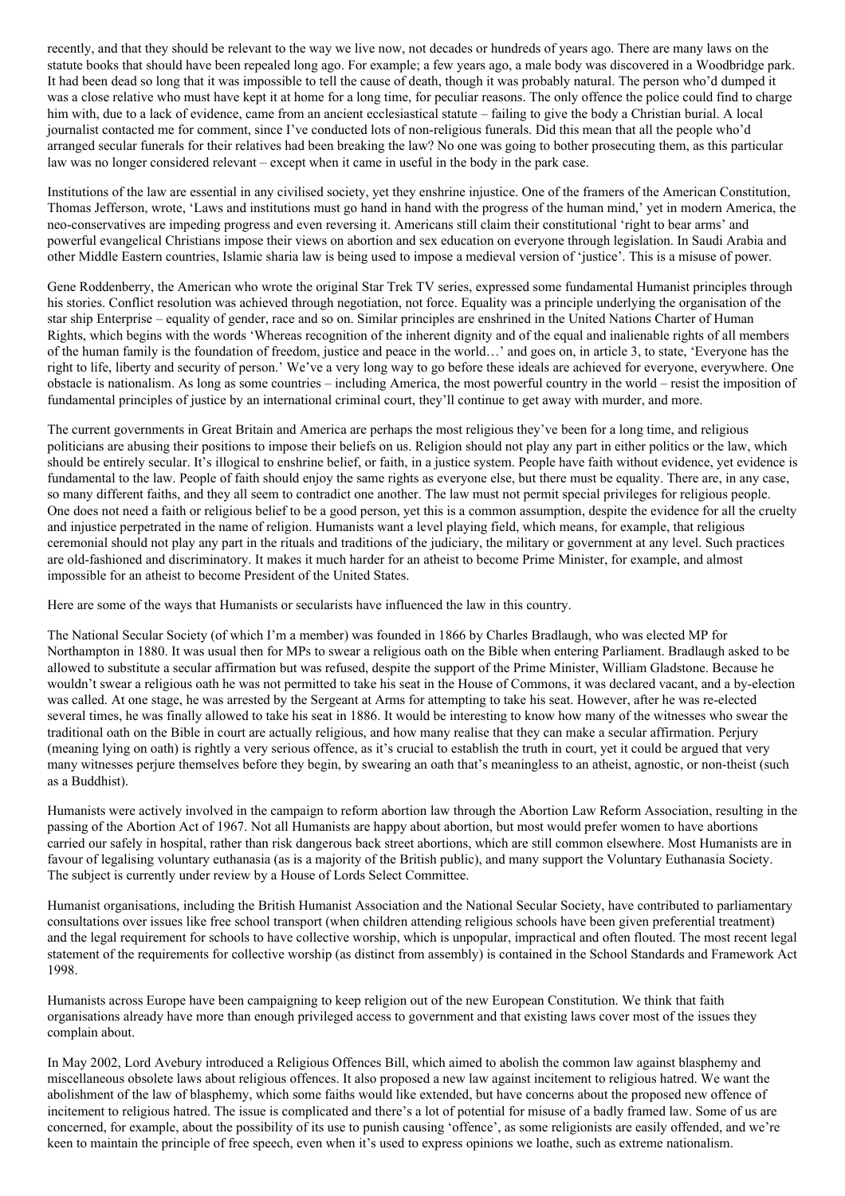recently, and that they should be relevant to the way we live now, not decades or hundreds of years ago. There are many laws on the statute books that should have been repealed long ago. For example; a few years ago, a male body was discovered in a Woodbridge park. It had been dead so long that it was impossible to tell the cause of death, though it was probably natural. The person who'd dumped it was a close relative who must have kept it at home for a long time, for peculiar reasons. The only offence the police could find to charge him with, due to a lack of evidence, came from an ancient ecclesiastical statute – failing to give the body a Christian burial. A local journalist contacted me for comment, since I've conducted lots of non-religious funerals. Did this mean that all the people who'd arranged secular funerals for their relatives had been breaking the law? No one was going to bother prosecuting them, as this particular law was no longer considered relevant – except when it came in useful in the body in the park case.

Institutions of the law are essential in any civilised society, yet they enshrine injustice. One of the framers of the American Constitution, Thomas Jefferson, wrote, 'Laws and institutions must go hand in hand with the progress of the human mind,' yet in modern America, the neo-conservatives are impeding progress and even reversing it. Americans still claim their constitutional 'right to bear arms' and powerful evangelical Christians impose their views on abortion and sex education on everyone through legislation. In Saudi Arabia and other Middle Eastern countries, Islamic sharia law is being used to impose a medieval version of 'justice'. This is a misuse of power.

Gene Roddenberry, the American who wrote the original Star Trek TV series, expressed some fundamental Humanist principles through his stories. Conflict resolution was achieved through negotiation, not force. Equality was a principle underlying the organisation of the star ship Enterprise – equality of gender, race and so on. Similar principles are enshrined in the United Nations Charter of Human Rights, which begins with the words 'Whereas recognition of the inherent dignity and of the equal and inalienable rights of all members of the human family is the foundation of freedom, justice and peace in the world…' and goes on, in article 3, to state, 'Everyone has the right to life, liberty and security of person.' We've a very long way to go before these ideals are achieved for everyone, everywhere. One obstacle is nationalism. As long as some countries – including America, the most powerful country in the world – resist the imposition of fundamental principles of justice by an international criminal court, they'll continue to get away with murder, and more.

The current governments in Great Britain and America are perhaps the most religious they've been for a long time, and religious politicians are abusing their positions to impose their beliefs on us. Religion should not play any part in either politics or the law, which should be entirely secular. It's illogical to enshrine belief, or faith, in a justice system. People have faith without evidence, yet evidence is fundamental to the law. People of faith should enjoy the same rights as everyone else, but there must be equality. There are, in any case, so many different faiths, and they all seem to contradict one another. The law must not permit special privileges for religious people. One does not need a faith or religious belief to be a good person, yet this is a common assumption, despite the evidence for all the cruelty and injustice perpetrated in the name of religion. Humanists want a level playing field, which means, for example, that religious ceremonial should not play any part in the rituals and traditions of the judiciary, the military or government at any level. Such practices are old-fashioned and discriminatory. It makes it much harder for an atheist to become Prime Minister, for example, and almost impossible for an atheist to become President of the United States.

Here are some of the ways that Humanists or secularists have influenced the law in this country.

The National Secular Society (of which I'm a member) was founded in 1866 by Charles Bradlaugh, who was elected MP for Northampton in 1880. It was usual then for MPs to swear a religious oath on the Bible when entering Parliament. Bradlaugh asked to be allowed to substitute a secular affirmation but was refused, despite the support of the Prime Minister, William Gladstone. Because he wouldn't swear a religious oath he was not permitted to take his seat in the House of Commons, it was declared vacant, and a by-election was called. At one stage, he was arrested by the Sergeant at Arms for attempting to take his seat. However, after he was re-elected several times, he was finally allowed to take his seat in 1886. It would be interesting to know how many of the witnesses who swear the traditional oath on the Bible in court are actually religious, and how many realise that they can make a secular affirmation. Perjury (meaning lying on oath) is rightly a very serious offence, as it's crucial to establish the truth in court, yet it could be argued that very many witnesses perjure themselves before they begin, by swearing an oath that's meaningless to an atheist, agnostic, or non-theist (such as a Buddhist).

Humanists were actively involved in the campaign to reform abortion law through the Abortion Law Reform Association, resulting in the passing of the Abortion Act of 1967. Not all Humanists are happy about abortion, but most would prefer women to have abortions carried our safely in hospital, rather than risk dangerous back street abortions, which are still common elsewhere. Most Humanists are in favour of legalising voluntary euthanasia (as is a majority of the British public), and many support the Voluntary Euthanasia Society. The subject is currently under review by a House of Lords Select Committee.

Humanist organisations, including the British Humanist Association and the National Secular Society, have contributed to parliamentary consultations over issues like free school transport (when children attending religious schools have been given preferential treatment) and the legal requirement for schools to have collective worship, which is unpopular, impractical and often flouted. The most recent legal statement of the requirements for collective worship (as distinct from assembly) is contained in the School Standards and Framework Act 1998.

Humanists across Europe have been campaigning to keep religion out of the new European Constitution. We think that faith organisations already have more than enough privileged access to government and that existing laws cover most of the issues they complain about.

In May 2002, Lord Avebury introduced a Religious Offences Bill, which aimed to abolish the common law against blasphemy and miscellaneous obsolete laws about religious offences. It also proposed a new law against incitement to religious hatred. We want the abolishment of the law of blasphemy, which some faiths would like extended, but have concerns about the proposed new offence of incitement to religious hatred. The issue is complicated and there's a lot of potential for misuse of a badly framed law. Some of us are concerned, for example, about the possibility of its use to punish causing 'offence', as some religionists are easily offended, and we're keen to maintain the principle of free speech, even when it's used to express opinions we loathe, such as extreme nationalism.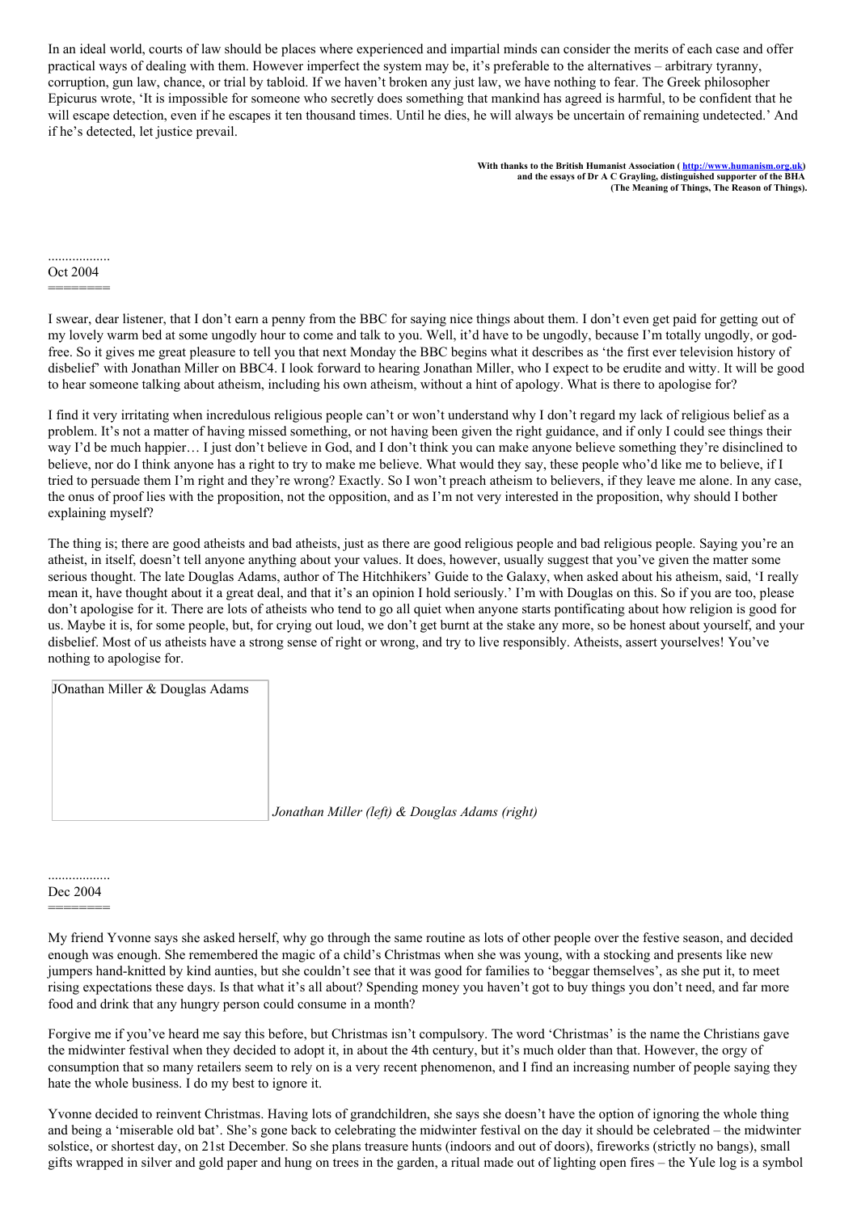In an ideal world, courts of law should be places where experienced and impartial minds can consider the merits of each case and offer practical ways of dealing with them. However imperfect the system may be, it's preferable to the alternatives – arbitrary tyranny, corruption, gun law, chance, or trial by tabloid. If we haven't broken any just law, we have nothing to fear. The Greek philosopher Epicurus wrote, 'It is impossible for someone who secretly does something that mankind has agreed is harmful, to be confident that he will escape detection, even if he escapes it ten thousand times. Until he dies, he will always be uncertain of remaining undetected.' And if he's detected, let justice prevail.

**With thanks to the British Humanist Association ( http://www.humanism.org.uk) and the essays of Dr A C Grayling, distinguished supporter of the BHA (The Meaning of Things, The Reason of Things).**

..................
Oct 2004
========

I swear, dear listener, that I don't earn a penny from the BBC for saying nice things about them. I don't even get paid for getting out of my lovely warm bed at some ungodly hour to come and talk to you. Well, it'd have to be ungodly, because I'm totally ungodly, or god-free. So it gives me great pleasure to tell you that next Monday the BBC begins what it describes as 'the first ever television history of disbelief' with Jonathan Miller on BBC4. I look forward to hearing Jonathan Miller, who I expect to be erudite and witty. It will be good to hear someone talking about atheism, including his own atheism, without a hint of apology. What is there to apologise for?

I find it very irritating when incredulous religious people can't or won't understand why I don't regard my lack of religious belief as a problem. It's not a matter of having missed something, or not having been given the right guidance, and if only I could see things their way I'd be much happier… I just don't believe in God, and I don't think you can make anyone believe something they're disinclined to believe, nor do I think anyone has a right to try to make me believe. What would they say, these people who'd like me to believe, if I tried to persuade them I'm right and they're wrong? Exactly. So I won't preach atheism to believers, if they leave me alone. In any case, the onus of proof lies with the proposition, not the opposition, and as I'm not very interested in the proposition, why should I bother explaining myself?

The thing is; there are good atheists and bad atheists, just as there are good religious people and bad religious people. Saying you're an atheist, in itself, doesn't tell anyone anything about your values. It does, however, usually suggest that you've given the matter some serious thought. The late Douglas Adams, author of The Hitchhikers' Guide to the Galaxy, when asked about his atheism, said, 'I really mean it, have thought about it a great deal, and that it's an opinion I hold seriously.' I'm with Douglas on this. So if you are too, please don't apologise for it. There are lots of atheists who tend to go all quiet when anyone starts pontificating about how religion is good for us. Maybe it is, for some people, but, for crying out loud, we don't get burnt at the stake any more, so be honest about yourself, and your disbelief. Most of us atheists have a strong sense of right or wrong, and try to live responsibly. Atheists, assert yourselves! You've nothing to apologise for.

JOnathan Miller & Douglas Adams

*Jonathan Miller (left) & Douglas Adams (right)*

..................
Dec 2004
========

My friend Yvonne says she asked herself, why go through the same routine as lots of other people over the festive season, and decided enough was enough. She remembered the magic of a child's Christmas when she was young, with a stocking and presents like new jumpers hand-knitted by kind aunties, but she couldn't see that it was good for families to 'beggar themselves', as she put it, to meet rising expectations these days. Is that what it's all about? Spending money you haven't got to buy things you don't need, and far more food and drink that any hungry person could consume in a month?

Forgive me if you've heard me say this before, but Christmas isn't compulsory. The word 'Christmas' is the name the Christians gave the midwinter festival when they decided to adopt it, in about the 4th century, but it's much older than that. However, the orgy of consumption that so many retailers seem to rely on is a very recent phenomenon, and I find an increasing number of people saying they hate the whole business. I do my best to ignore it.

Yvonne decided to reinvent Christmas. Having lots of grandchildren, she says she doesn't have the option of ignoring the whole thing and being a 'miserable old bat'. She's gone back to celebrating the midwinter festival on the day it should be celebrated – the midwinter solstice, or shortest day, on 21st December. So she plans treasure hunts (indoors and out of doors), fireworks (strictly no bangs), small gifts wrapped in silver and gold paper and hung on trees in the garden, a ritual made out of lighting open fires – the Yule log is a symbol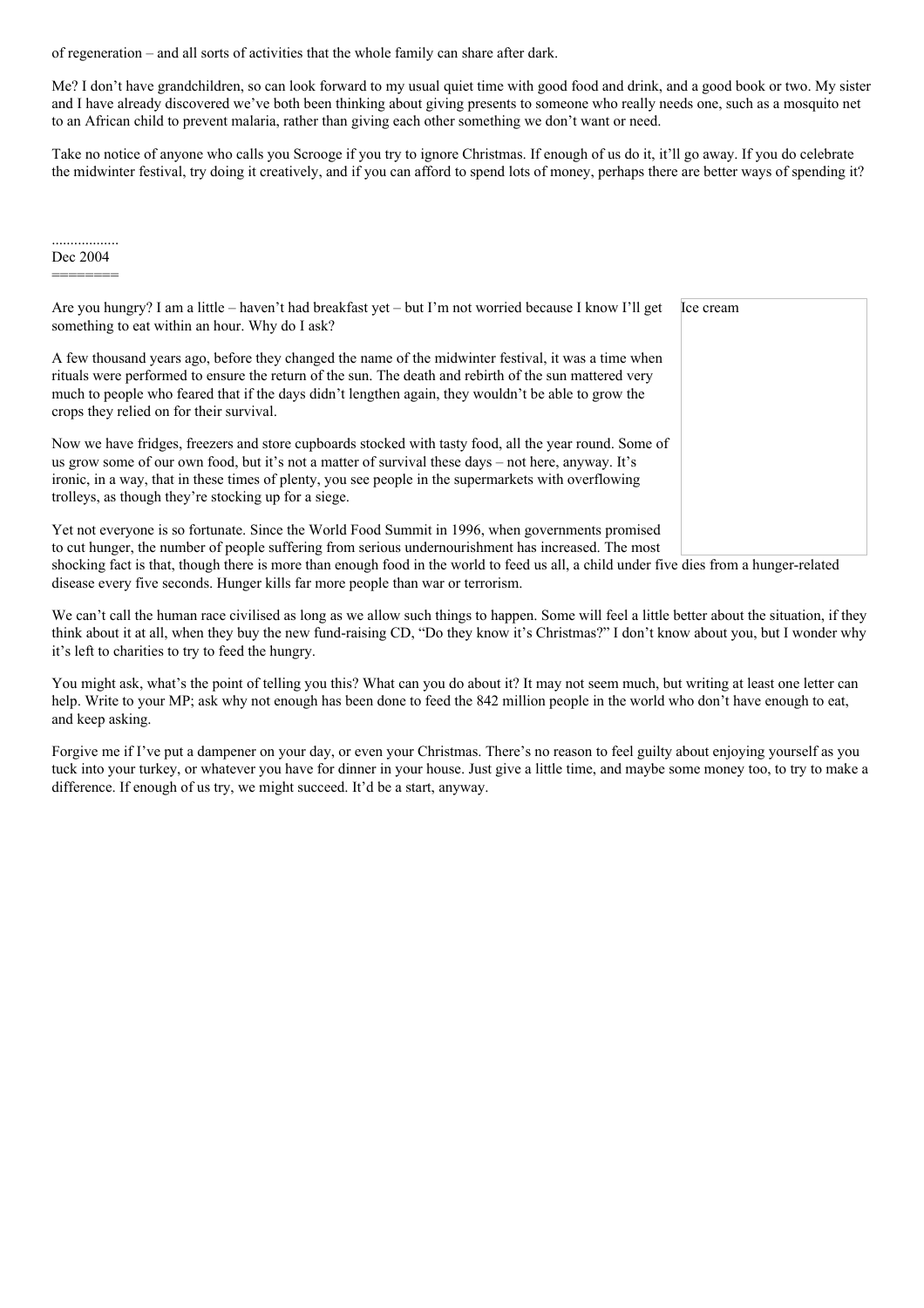of regeneration – and all sorts of activities that the whole family can share after dark.

Me? I don't have grandchildren, so can look forward to my usual quiet time with good food and drink, and a good book or two. My sister and I have already discovered we've both been thinking about giving presents to someone who really needs one, such as a mosquito net to an African child to prevent malaria, rather than giving each other something we don't want or need.

Take no notice of anyone who calls you Scrooge if you try to ignore Christmas. If enough of us do it, it'll go away. If you do celebrate the midwinter festival, try doing it creatively, and if you can afford to spend lots of money, perhaps there are better ways of spending it?

..................

Dec 2004

=======

Ice cream

Are you hungry? I am a little – haven't had breakfast yet – but I'm not worried because I know I'll get something to eat within an hour. Why do I ask?

A few thousand years ago, before they changed the name of the midwinter festival, it was a time when rituals were performed to ensure the return of the sun. The death and rebirth of the sun mattered very much to people who feared that if the days didn't lengthen again, they wouldn't be able to grow the crops they relied on for their survival.

Now we have fridges, freezers and store cupboards stocked with tasty food, all the year round. Some of us grow some of our own food, but it's not a matter of survival these days – not here, anyway. It's ironic, in a way, that in these times of plenty, you see people in the supermarkets with overflowing trolleys, as though they're stocking up for a siege.

Yet not everyone is so fortunate. Since the World Food Summit in 1996, when governments promised to cut hunger, the number of people suffering from serious undernourishment has increased. The most shocking fact is that, though there is more than enough food in the world to feed us all, a child under five dies from a hunger-related disease every five seconds. Hunger kills far more people than war or terrorism.

We can't call the human race civilised as long as we allow such things to happen. Some will feel a little better about the situation, if they think about it at all, when they buy the new fund-raising CD, "Do they know it's Christmas?" I don't know about you, but I wonder why it's left to charities to try to feed the hungry.

You might ask, what's the point of telling you this? What can you do about it? It may not seem much, but writing at least one letter can help. Write to your MP; ask why not enough has been done to feed the 842 million people in the world who don't have enough to eat, and keep asking.

Forgive me if I've put a dampener on your day, or even your Christmas. There's no reason to feel guilty about enjoying yourself as you tuck into your turkey, or whatever you have for dinner in your house. Just give a little time, and maybe some money too, to try to make a difference. If enough of us try, we might succeed. It'd be a start, anyway.